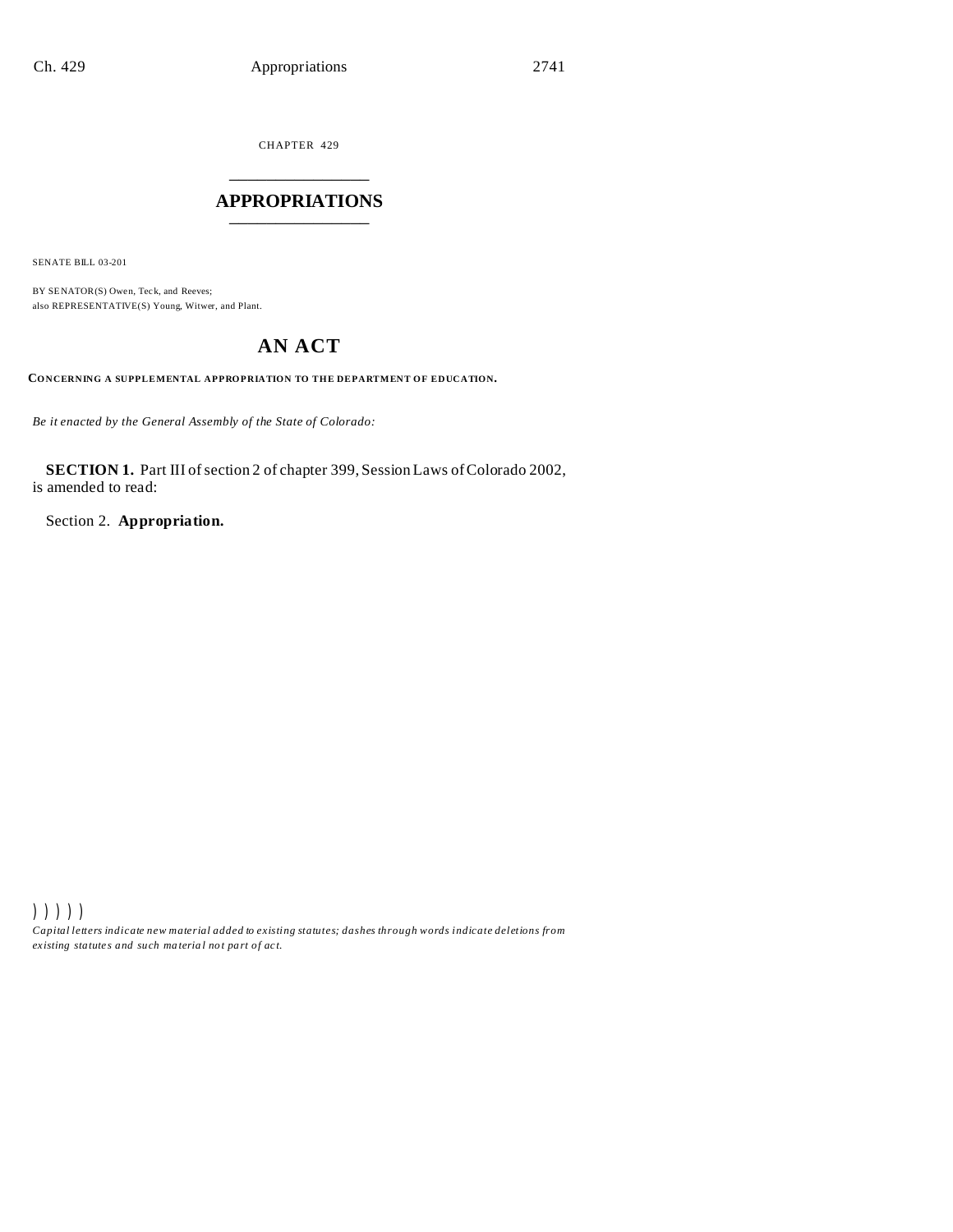CHAPTER 429

# APPROPRIATIONS

SENATE BILL 03-201

BY SENATOR(S) Owen, Teck, and Reeves;
also REPRESENTATIVE(S) Young, Witwer, and Plant.

## AN ACT

**CONCERNING A SUPPLEMENTAL APPROPRIATION TO THE DEPARTMENT OF EDUCATION.**

*Be it enacted by the General Assembly of the State of Colorado:*

**SECTION 1.** Part III of section 2 of chapter 399, Session Laws of Colorado 2002, is amended to read:

Section 2. **Appropriation.**

) ) ) ) )

*Capital letters indicate new material added to existing statutes; dashes through words indicate deletions from existing statutes and such material not part of act.*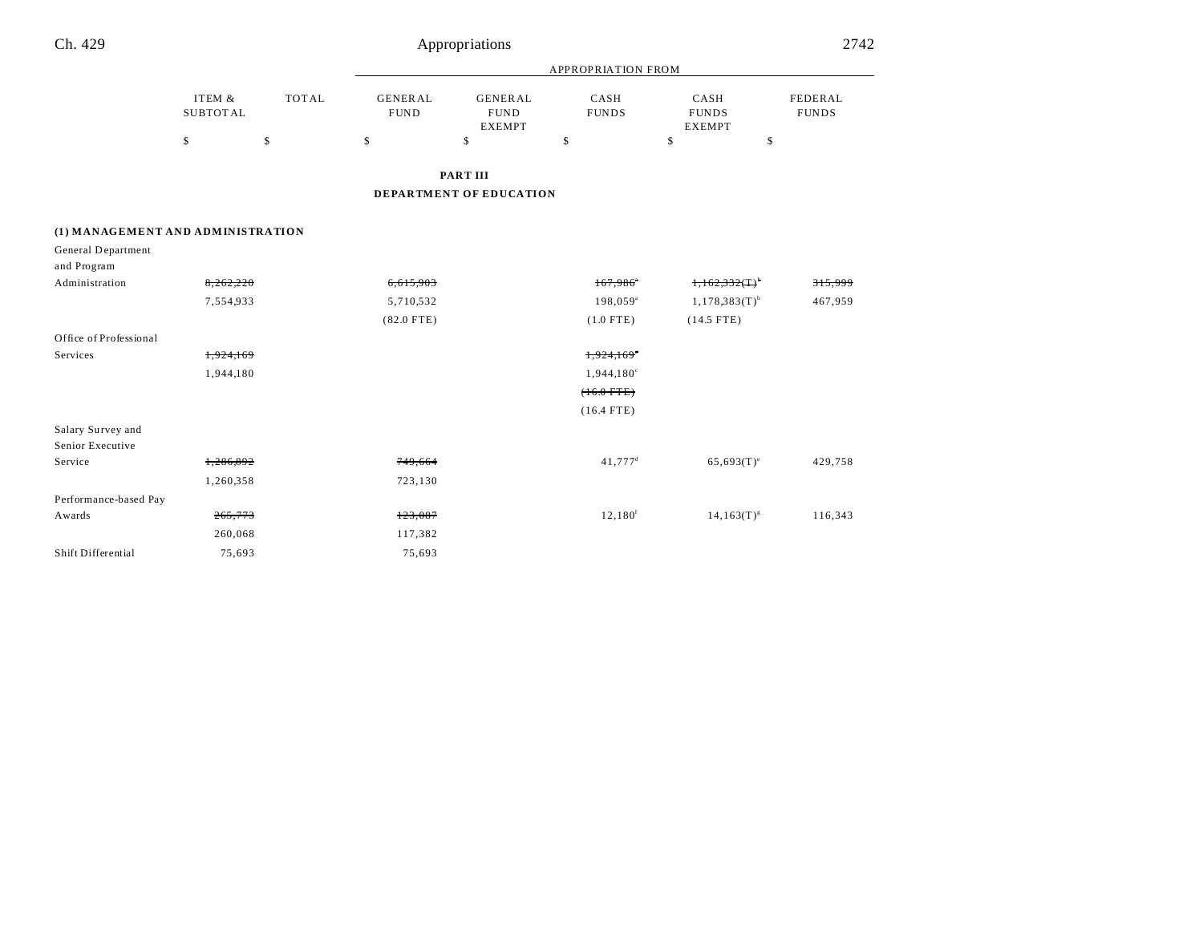| | ITEM & SUBTOTAL | TOTAL | APPROPRIATION FROM GENERAL FUND | GENERAL FUND EXEMPT | CASH FUNDS | CASH FUNDS EXEMPT | FEDERAL FUNDS |
|---|---|---|---|---|---|---|---|
| | $ | $ | $ | $ | $ | $ | $ |

**PART III**

**DEPARTMENT OF EDUCATION**

**(1) MANAGEMENT AND ADMINISTRATION**

| | ITEM & SUBTOTAL | TOTAL | GENERAL FUND | GENERAL FUND EXEMPT | CASH FUNDS | CASH FUNDS EXEMPT | FEDERAL FUNDS |
|---|---|---|---|---|---|---|---|
| General Department and Program Administration | ~~8,262,220~~ | | ~~6,615,903~~ | | ~~167,986~~[a] | ~~1,162,332(T)~~[b] | ~~315,999~~ |
| | 7,554,933 | | 5,710,532 | | 198,059[a] | 1,178,383(T)[b] | 467,959 |
| | | | (82.0 FTE) | | (1.0 FTE) | (14.5 FTE) | |
| Office of Professional Services | ~~1,924,169~~ | | | | ~~1,924,169~~[c] | | |
| | 1,944,180 | | | | 1,944,180[c] | | |
| | | | | | ~~(16.0 FTE)~~ | | |
| | | | | | (16.4 FTE) | | |
| Salary Survey and Senior Executive Service | ~~1,286,892~~ | | ~~749,664~~ | | 41,777[d] | 65,693(T)[e] | 429,758 |
| | 1,260,358 | | 723,130 | | | | |
| Performance-based Pay Awards | ~~265,773~~ | | ~~123,087~~ | | 12,180[f] | 14,163(T)[g] | 116,343 |
| | 260,068 | | 117,382 | | | | |
| Shift Differential | 75,693 | | 75,693 | | | | |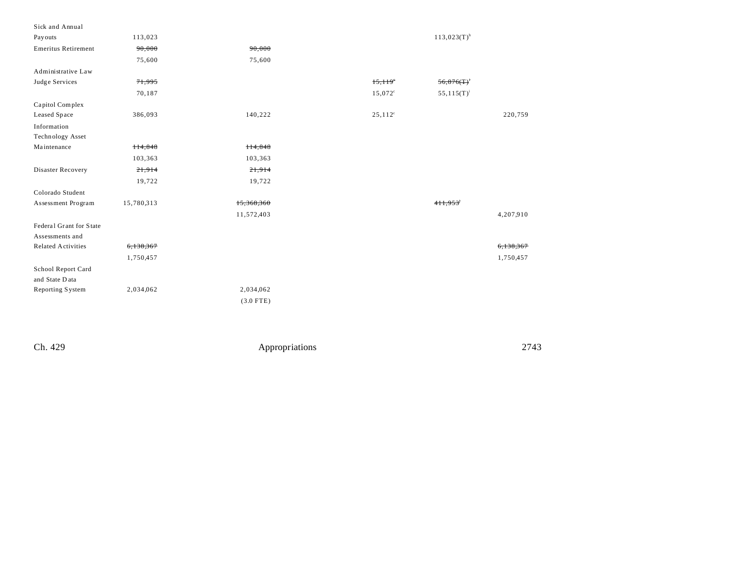| | | | | | |
|---|---|---|---|---|---|
| Sick and Annual Payouts | 113,023 | | | 113,023(T)[h] | |
| Emeritus Retirement | ~~90,000~~ | ~~90,000~~ | | | |
| | 75,600 | 75,600 | | | |
| Administrative Law Judge Services | ~~71,995~~ | | ~~15,119~~[c] | ~~56,876(T)~~[i] | |
| | 70,187 | | 15,072[c] | 55,115(T)[i] | |
| Capitol Complex Leased Space | 386,093 | 140,222 | 25,112[c] | | 220,759 |
| Information Technology Asset Maintenance | ~~114,848~~ | ~~114,848~~ | | | |
| | 103,363 | 103,363 | | | |
| Disaster Recovery | ~~21,914~~ | ~~21,914~~ | | | |
| | 19,722 | 19,722 | | | |
| Colorado Student Assessment Program | 15,780,313 | ~~15,368,360~~ | | ~~411,953~~[j] | |
| | | 11,572,403 | | | 4,207,910 |
| Federal Grant for State Assessments and Related Activities | ~~6,138,367~~ | | | | ~~6,138,367~~ |
| | 1,750,457 | | | | 1,750,457 |
| School Report Card and State Data Reporting System | 2,034,062 | 2,034,062 | | | |
| | | (3.0 FTE) | | | |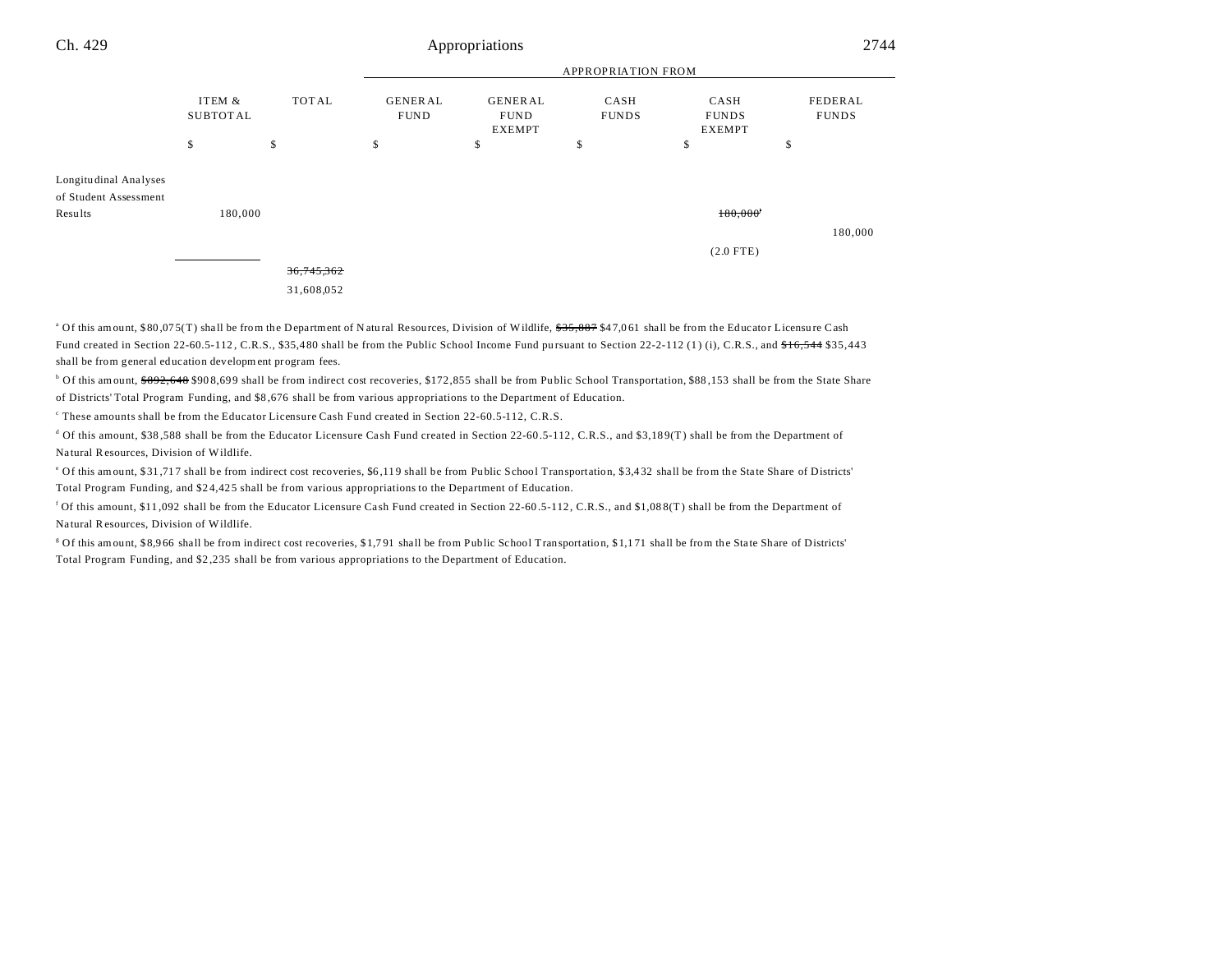| | ITEM & SUBTOTAL | TOTAL | GENERAL FUND | GENERAL FUND EXEMPT | CASH FUNDS | CASH FUNDS EXEMPT | FEDERAL FUNDS |
|---|---|---|---|---|---|---|---|
| | | | APPROPRIATION FROM | | | | |
| | $ | $ | $ | $ | $ | $ | $ |
| Longitudinal Analyses of Student Assessment Results | 180,000 | | | | | ~~180,000~~ | |
| | | | | | | | 180,000 |
| | | | | | | (2.0 FTE) | |
| | | ~~36,745,362~~ | | | | | |
| | | 31,608,052 | | | | | |

[a] Of this amount, $80,075(T) shall be from the Department of Natural Resources, Division of Wildlife, ~~$35,807~~ $47,061 shall be from the Educator Licensure Cash Fund created in Section 22-60.5-112, C.R.S., $35,480 shall be from the Public School Income Fund pursuant to Section 22-2-112 (1) (i), C.R.S., and ~~$16,544~~ $35,443 shall be from general education development program fees.

[b] Of this amount, ~~$892,648~~ $908,699 shall be from indirect cost recoveries, $172,855 shall be from Public School Transportation, $88,153 shall be from the State Share of Districts' Total Program Funding, and $8,676 shall be from various appropriations to the Department of Education.

[c] These amounts shall be from the Educator Licensure Cash Fund created in Section 22-60.5-112, C.R.S.

[d] Of this amount, $38,588 shall be from the Educator Licensure Cash Fund created in Section 22-60.5-112, C.R.S., and $3,189(T) shall be from the Department of Natural Resources, Division of Wildlife.

[e] Of this amount, $31,717 shall be from indirect cost recoveries, $6,119 shall be from Public School Transportation, $3,432 shall be from the State Share of Districts' Total Program Funding, and $24,425 shall be from various appropriations to the Department of Education.

[f] Of this amount, $11,092 shall be from the Educator Licensure Cash Fund created in Section 22-60.5-112, C.R.S., and $1,088(T) shall be from the Department of Natural Resources, Division of Wildlife.

[g] Of this amount, $8,966 shall be from indirect cost recoveries, $1,791 shall be from Public School Transportation, $1,171 shall be from the State Share of Districts' Total Program Funding, and $2,235 shall be from various appropriations to the Department of Education.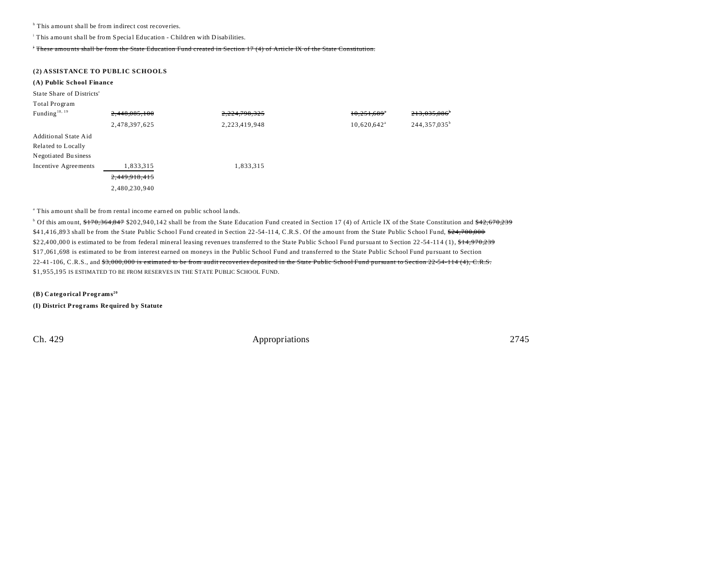[h] This amount shall be from indirect cost recoveries.

[i] This amount shall be from Special Education - Children with Disabilities.

~~[j] These amounts shall be from the State Education Fund created in Section 17 (4) of Article IX of the State Constitution.~~

## (2) ASSISTANCE TO PUBLIC SCHOOLS

### (A) Public School Finance

| | | | | | |
|---|---|---|---|---|---|
| State Share of Districts' Total Program Funding[18, 19] | ~~2,440,085,100~~ | ~~2,224,798,325~~ | | ~~10,251,689~~[a] | ~~213,035,086~~[b] |
| | 2,478,397,625 | 2,223,419,948 | | 10,620,642[a] | 244,357,035[b] |
| Additional State Aid Related to Locally Negotiated Business Incentive Agreements | 1,833,315 | 1,833,315 | | | |
| | ~~2,449,918,415~~ | | | | |
| | 2,480,230,940 | | | | |

[a] This amount shall be from rental income earned on public school lands.

[b] Of this amount, ~~$170,364,847~~ $202,940,142 shall be from the State Education Fund created in Section 17 (4) of Article IX of the State Constitution and ~~$42,670,239~~ $41,416,893 shall be from the State Public School Fund created in Section 22-54-114, C.R.S. Of the amount from the State Public School Fund, ~~$24,700,000~~ $22,400,000 is estimated to be from federal mineral leasing revenues transferred to the State Public School Fund pursuant to Section 22-54-114 (1), ~~$14,970,239~~ $17,061,698 is estimated to be from interest earned on moneys in the Public School Fund and transferred to the State Public School Fund pursuant to Section 22-41-106, C.R.S., and ~~$3,000,000 is estimated to be from audit recoveries deposited in the State Public School Fund pursuant to Section 22-54-114 (4), C.R.S.~~ $1,955,195 IS ESTIMATED TO BE FROM RESERVES IN THE STATE PUBLIC SCHOOL FUND.

### (B) Categorical Programs[20]

#### (I) District Programs Required by Statute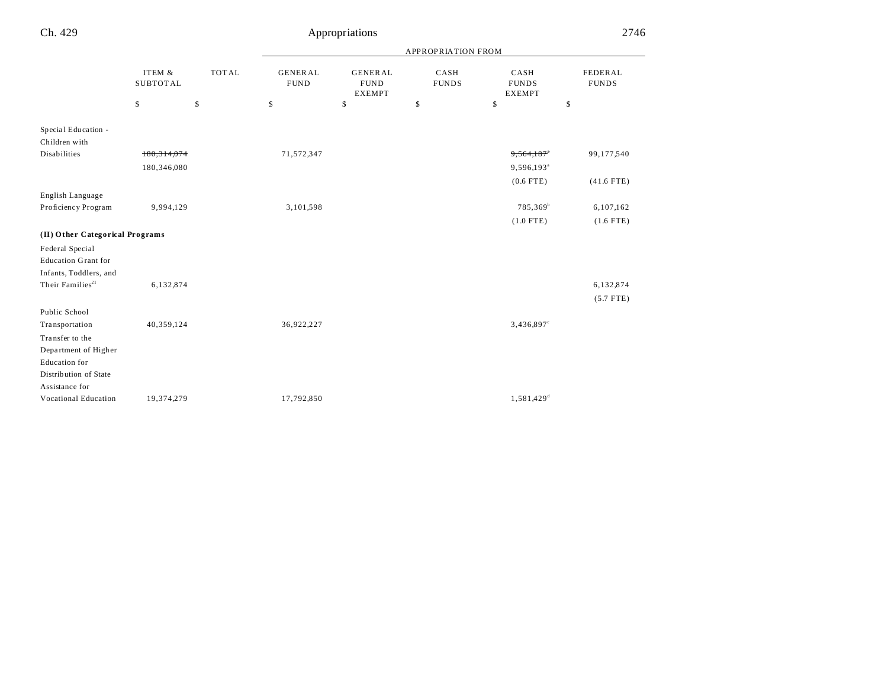| | ITEM & SUBTOTAL | TOTAL | APPROPRIATION FROM | | | | |
|---|---|---|---|---|---|---|---|
| | | | GENERAL FUND | GENERAL FUND EXEMPT | CASH FUNDS | CASH FUNDS EXEMPT | FEDERAL FUNDS |
| | $ | $ | $ | $ | $ | $ | $ |
| Special Education - Children with Disabilities | ~~180,314,074~~ 180,346,080 | | 71,572,347 | | | ~~9,564,187~~[a] 9,596,193[a] (0.6 FTE) | 99,177,540 (41.6 FTE) |
| English Language Proficiency Program | 9,994,129 | | 3,101,598 | | | 785,369[b] (1.0 FTE) | 6,107,162 (1.6 FTE) |
| **(II) Other Categorical Programs** | | | | | | | |
| Federal Special Education Grant for Infants, Toddlers, and Their Families[21] | 6,132,874 | | | | | | 6,132,874 (5.7 FTE) |
| Public School Transportation | 40,359,124 | | 36,922,227 | | | 3,436,897[c] | |
| Transfer to the Department of Higher Education for Distribution of State Assistance for Vocational Education | 19,374,279 | | 17,792,850 | | | 1,581,429[d] | |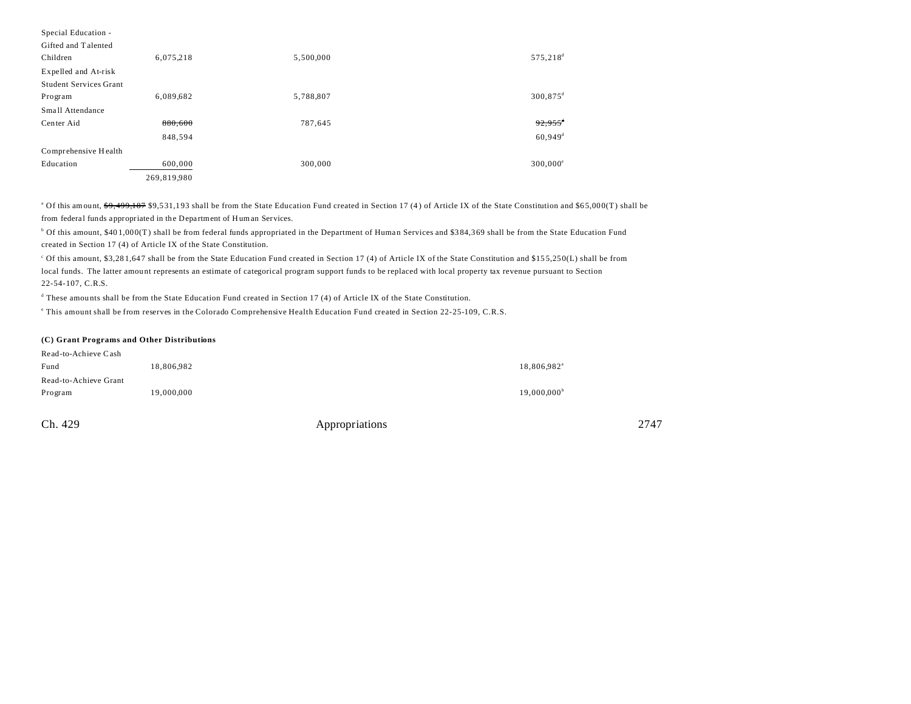| | | | |
|---|---|---|---|
| Special Education - Gifted and Talented Children | 6,075,218 | 5,500,000 | 575,218[d] |
| Expelled and At-risk Student Services Grant Program | 6,089,682 | 5,788,807 | 300,875[d] |
| Small Attendance Center Aid | ~~880,600~~ | 787,645 | ~~92,955~~[d] |
| | 848,594 | | 60,949[d] |
| Comprehensive Health Education | 600,000 | 300,000 | 300,000[e] |
| | 269,819,980 | | |

[a] Of this amount, ~~$9,499,187~~ $9,531,193 shall be from the State Education Fund created in Section 17 (4) of Article IX of the State Constitution and $65,000(T) shall be from federal funds appropriated in the Department of Human Services.

[b] Of this amount, $401,000(T) shall be from federal funds appropriated in the Department of Human Services and $384,369 shall be from the State Education Fund created in Section 17 (4) of Article IX of the State Constitution.

[c] Of this amount, $3,281,647 shall be from the State Education Fund created in Section 17 (4) of Article IX of the State Constitution and $155,250(L) shall be from local funds. The latter amount represents an estimate of categorical program support funds to be replaced with local property tax revenue pursuant to Section 22-54-107, C.R.S.

[d] These amounts shall be from the State Education Fund created in Section 17 (4) of Article IX of the State Constitution.

[e] This amount shall be from reserves in the Colorado Comprehensive Health Education Fund created in Section 22-25-109, C.R.S.

**(C) Grant Programs and Other Distributions**

| | | |
|---|---|---|
| Read-to-Achieve Cash Fund | 18,806,982 | 18,806,982[a] |
| Read-to-Achieve Grant Program | 19,000,000 | 19,000,000[b] |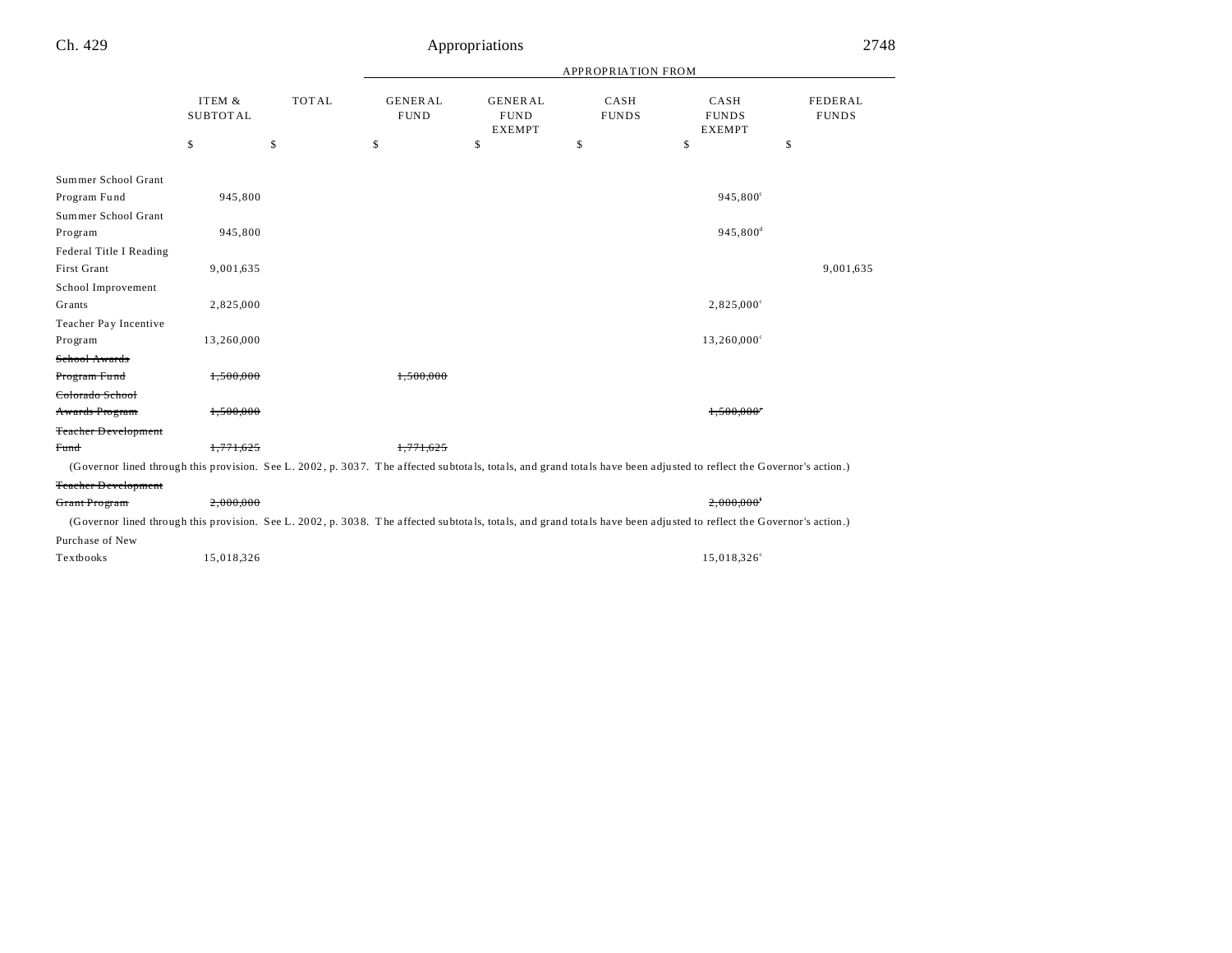| | ITEM & SUBTOTAL | TOTAL | GENERAL FUND | GENERAL FUND EXEMPT | CASH FUNDS | CASH FUNDS EXEMPT | FEDERAL FUNDS |
|---|---|---|---|---|---|---|---|
| | | | APPROPRIATION FROM | | | | |
| | $ | $ | $ | $ | $ | $ | $ |
| Summer School Grant Program Fund | 945,800 | | | | | 945,800[c] | |
| Summer School Grant Program | 945,800 | | | | | 945,800[d] | |
| Federal Title I Reading First Grant | 9,001,635 | | | | | | 9,001,635 |
| School Improvement Grants | 2,825,000 | | | | | 2,825,000[c] | |
| Teacher Pay Incentive Program | 13,260,000 | | | | | 13,260,000[c] | |
| ~~School Awards Program Fund~~ | ~~1,500,000~~ | | ~~1,500,000~~ | | | | |
| ~~Colorado School Awards Program~~ | ~~1,500,000~~ | | | | | ~~1,500,000[e]~~ | |
| ~~Teacher Development Fund~~ | ~~1,771,625~~ | | ~~1,771,625~~ | | | | |
| (Governor lined through this provision. See L. 2002, p. 3037. The affected subtotals, totals, and grand totals have been adjusted to reflect the Governor's action.) | | | | | | | |
| ~~Teacher Development Grant Program~~ | ~~2,000,000~~ | | | | | ~~2,000,000[f]~~ | |
| (Governor lined through this provision. See L. 2002, p. 3038. The affected subtotals, totals, and grand totals have been adjusted to reflect the Governor's action.) | | | | | | | |
| Purchase of New Textbooks | 15,018,326 | | | | | 15,018,326[c] | |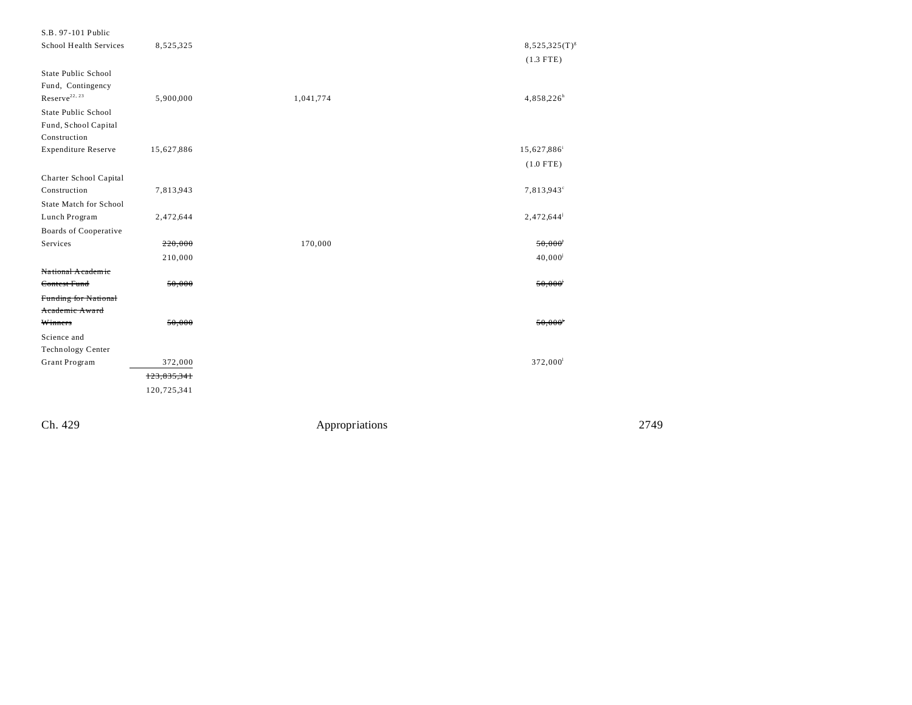| | | | | |
|---|---|---|---|---|
| S.B. 97-101 Public School Health Services | 8,525,325 | | 8,525,325(T)[g] | |
| | | | (1.3 FTE) | |
| State Public School Fund, Contingency Reserve[22, 23] | 5,900,000 | 1,041,774 | 4,858,226[h] | |
| State Public School Fund, School Capital Construction Expenditure Reserve | 15,627,886 | | 15,627,886[i] | |
| | | | (1.0 FTE) | |
| Charter School Capital Construction | 7,813,943 | | 7,813,943[c] | |
| State Match for School Lunch Program | 2,472,644 | | 2,472,644[j] | |
| Boards of Cooperative Services | ~~220,000~~ | 170,000 | ~~50,000~~[j] | |
| | 210,000 | | 40,000[j] | |
| ~~National Academic Contest Fund~~ | ~~50,000~~ | | ~~50,000~~[j] | |
| ~~Funding for National Academic Award Winners~~ | ~~50,000~~ | | ~~50,000~~[k] | |
| Science and Technology Center Grant Program | 372,000 | | 372,000[l] | |
| | ~~123,835,341~~ | | | |
| | 120,725,341 | | | |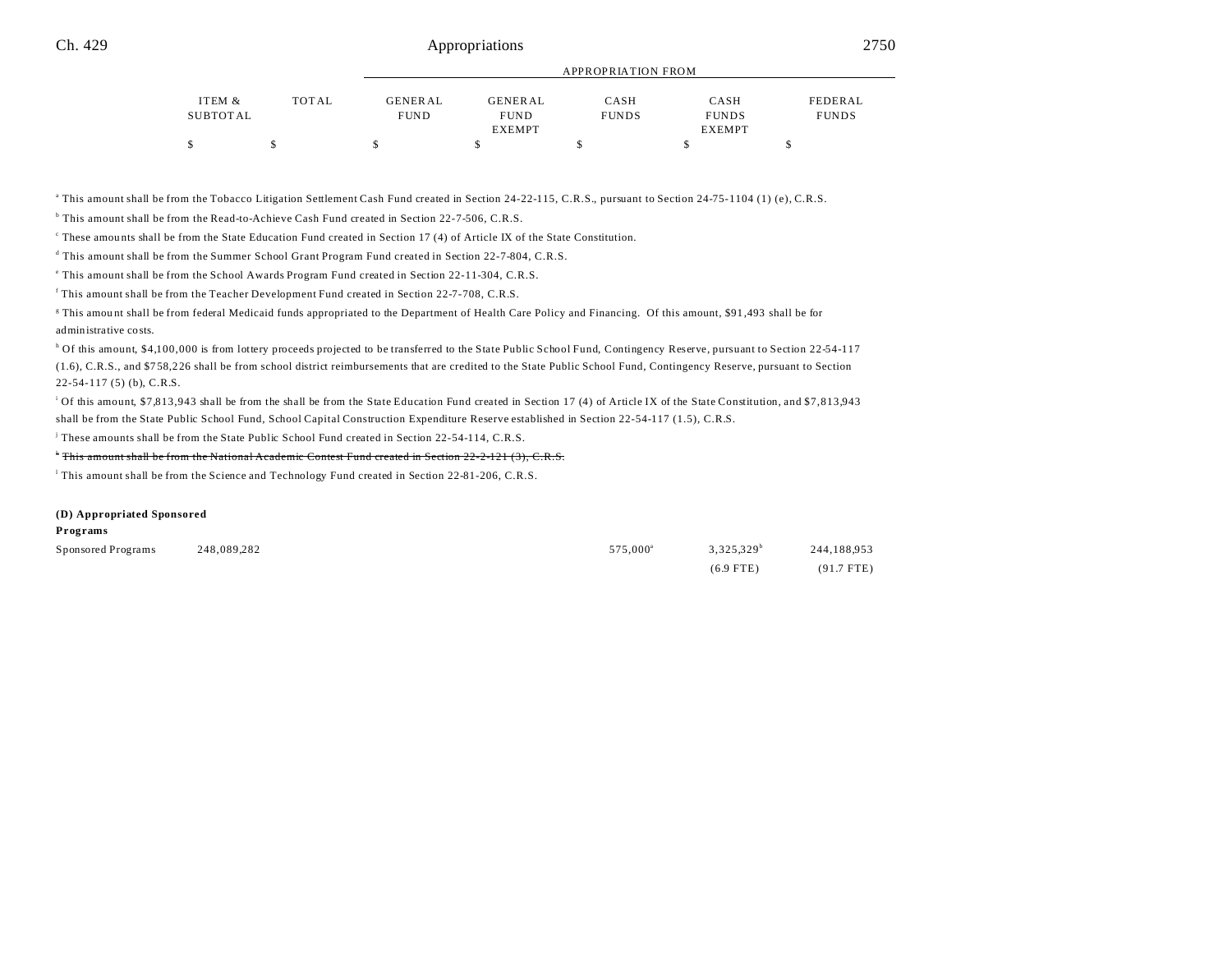| | ITEM & SUBTOTAL | TOTAL | APPROPRIATION FROM GENERAL FUND | GENERAL FUND EXEMPT | CASH FUNDS | CASH FUNDS EXEMPT | FEDERAL FUNDS |
|---|---|---|---|---|---|---|---|
| | $ | $ | $ | $ | $ | $ | $ |

[a] This amount shall be from the Tobacco Litigation Settlement Cash Fund created in Section 24-22-115, C.R.S., pursuant to Section 24-75-1104 (1) (e), C.R.S.

[b] This amount shall be from the Read-to-Achieve Cash Fund created in Section 22-7-506, C.R.S.

[c] These amounts shall be from the State Education Fund created in Section 17 (4) of Article IX of the State Constitution.

[d] This amount shall be from the Summer School Grant Program Fund created in Section 22-7-804, C.R.S.

[e] This amount shall be from the School Awards Program Fund created in Section 22-11-304, C.R.S.

[f] This amount shall be from the Teacher Development Fund created in Section 22-7-708, C.R.S.

[g] This amount shall be from federal Medicaid funds appropriated to the Department of Health Care Policy and Financing. Of this amount, $91,493 shall be for administrative costs.

[h] Of this amount, $4,100,000 is from lottery proceeds projected to be transferred to the State Public School Fund, Contingency Reserve, pursuant to Section 22-54-117 (1.6), C.R.S., and $758,226 shall be from school district reimbursements that are credited to the State Public School Fund, Contingency Reserve, pursuant to Section 22-54-117 (5) (b), C.R.S.

[i] Of this amount, $7,813,943 shall be from the shall be from the State Education Fund created in Section 17 (4) of Article IX of the State Constitution, and $7,813,943 shall be from the State Public School Fund, School Capital Construction Expenditure Reserve established in Section 22-54-117 (1.5), C.R.S.

[j] These amounts shall be from the State Public School Fund created in Section 22-54-114, C.R.S.

[k] ~~This amount shall be from the National Academic Contest Fund created in Section 22-2-121 (3), C.R.S.~~

[l] This amount shall be from the Science and Technology Fund created in Section 22-81-206, C.R.S.

**(D) Appropriated Sponsored Programs**

| | ITEM & SUBTOTAL | TOTAL | GENERAL FUND | GENERAL FUND EXEMPT | CASH FUNDS | CASH FUNDS EXEMPT | FEDERAL FUNDS |
|---|---|---|---|---|---|---|---|
| Sponsored Programs | 248,089,282 | | | | 575,000[a] | 3,325,329[b] | 244,188,953 |
| | | | | | | (6.9 FTE) | (91.7 FTE) |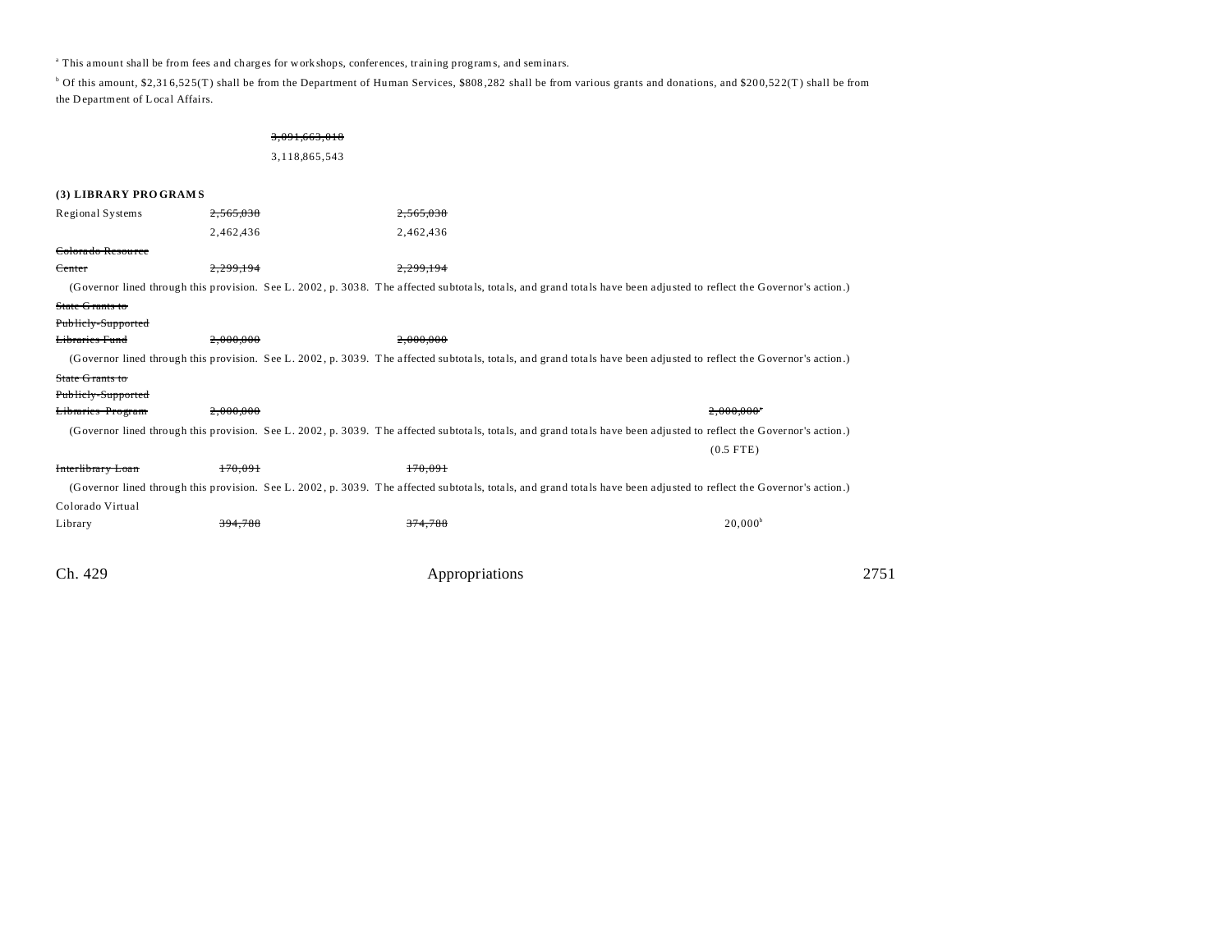[a] This amount shall be from fees and charges for workshops, conferences, training programs, and seminars.

[b] Of this amount, $2,316,525(T) shall be from the Department of Human Services, $808,282 shall be from various grants and donations, and $200,522(T) shall be from the Department of Local Affairs.

~~3,091,663,018~~
3,118,865,543

**(3) LIBRARY PROGRAMS**

| | | | |
|---|---|---|---|
| Regional Systems | ~~2,565,038~~ 2,462,436 | ~~2,565,038~~ 2,462,436 | |
| ~~Colorado Resource Center~~ | ~~2,299,194~~ | ~~2,299,194~~ | |

(Governor lined through this provision. See L. 2002, p. 3038. The affected subtotals, totals, and grand totals have been adjusted to reflect the Governor's action.)

| | | | |
|---|---|---|---|
| ~~State Grants to Publicly-Supported Libraries Fund~~ | ~~2,000,000~~ | ~~2,000,000~~ | |

(Governor lined through this provision. See L. 2002, p. 3039. The affected subtotals, totals, and grand totals have been adjusted to reflect the Governor's action.)

| | | | |
|---|---|---|---|
| ~~State Grants to Publicly-Supported Libraries Program~~ | ~~2,000,000~~ | | ~~2,000,000~~[c] |

(Governor lined through this provision. See L. 2002, p. 3039. The affected subtotals, totals, and grand totals have been adjusted to reflect the Governor's action.)

(0.5 FTE)

| | | | |
|---|---|---|---|
| ~~Interlibrary Loan~~ | ~~170,091~~ | ~~170,091~~ | |

(Governor lined through this provision. See L. 2002, p. 3039. The affected subtotals, totals, and grand totals have been adjusted to reflect the Governor's action.)

| | | | |
|---|---|---|---|
| Colorado Virtual Library | ~~394,788~~ | ~~374,788~~ | 20,000[b] |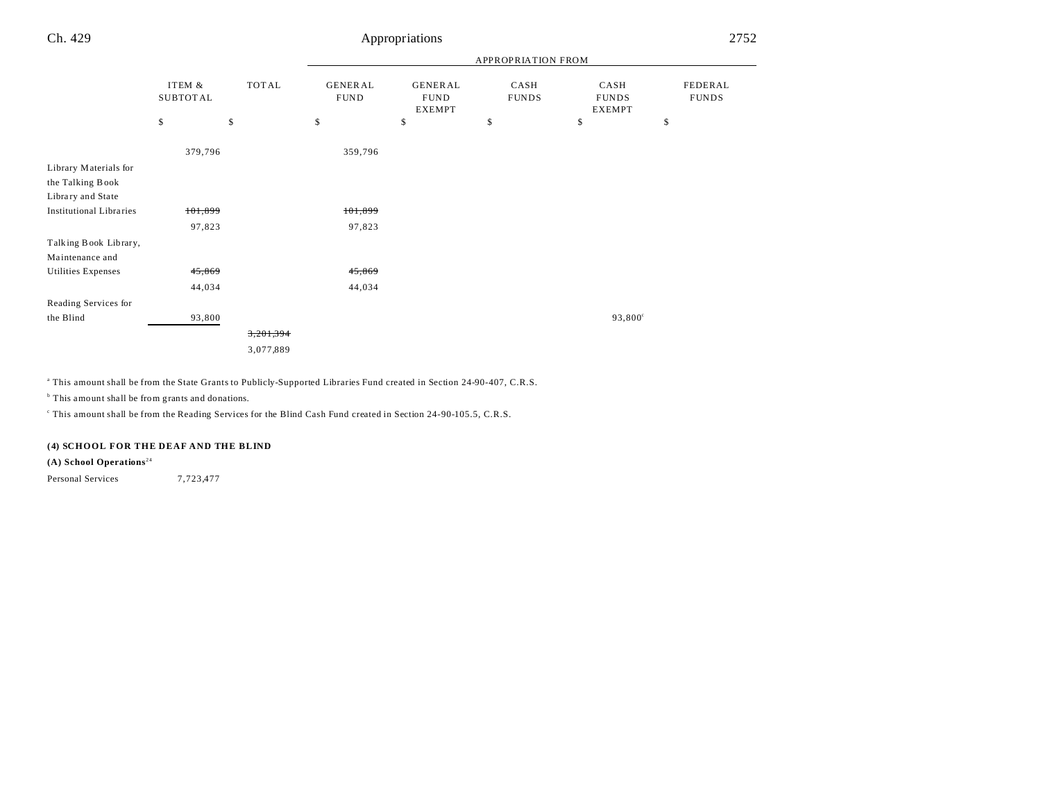| | ITEM & SUBTOTAL | TOTAL | GENERAL FUND | GENERAL FUND EXEMPT | CASH FUNDS | CASH FUNDS EXEMPT | FEDERAL FUNDS |
|---|---|---|---|---|---|---|---|
| | | | APPROPRIATION FROM | | | | |
| | $ | $ | $ | $ | $ | $ | $ |
| | 379,796 | | 359,796 | | | | |
| Library Materials for the Talking Book Library and State Institutional Libraries | ~~101,899~~ | | ~~101,899~~ | | | | |
| | 97,823 | | 97,823 | | | | |
| Talking Book Library, Maintenance and Utilities Expenses | ~~45,869~~ | | ~~45,869~~ | | | | |
| | 44,034 | | 44,034 | | | | |
| Reading Services for the Blind | 93,800 | | | | | 93,800[c] | |
| | | ~~3,201,394~~ | | | | | |
| | | 3,077,889 | | | | | |

[a] This amount shall be from the State Grants to Publicly-Supported Libraries Fund created in Section 24-90-407, C.R.S.

[b] This amount shall be from grants and donations.

[c] This amount shall be from the Reading Services for the Blind Cash Fund created in Section 24-90-105.5, C.R.S.

**(4) SCHOOL FOR THE DEAF AND THE BLIND**

**(A) School Operations**[24]

| | ITEM & SUBTOTAL |
|---|---|
| Personal Services | 7,723,477 |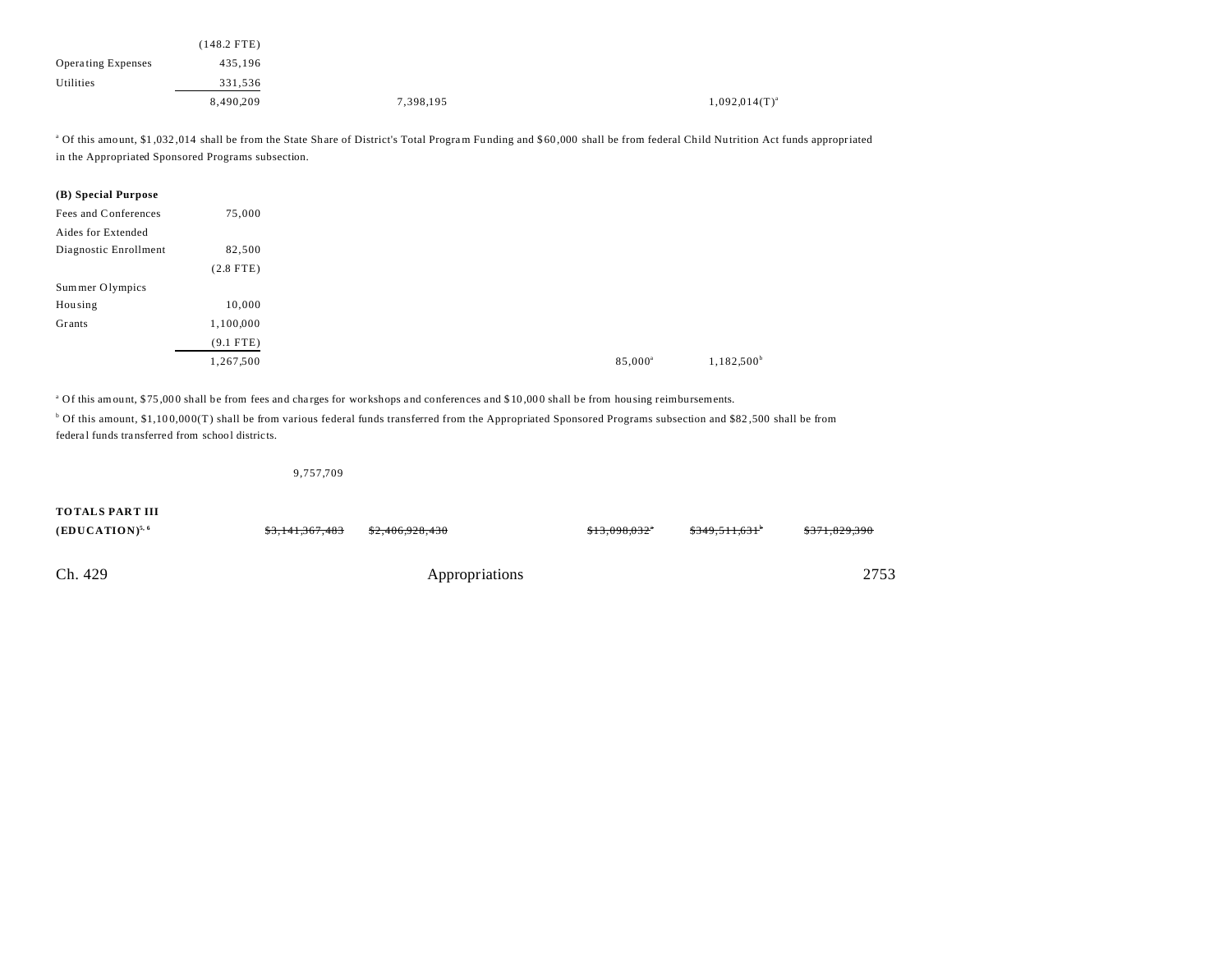| | | | | | | |
|---|---|---|---|---|---|---|
| | (148.2 FTE) | | | | | |
| Operating Expenses | 435,196 | | | | | |
| Utilities | 331,536 | | | | | |
| | 8,490,209 | | 7,398,195 | | 1,092,014(T)[a] | |

[a] Of this amount, $1,032,014 shall be from the State Share of District's Total Program Funding and $60,000 shall be from federal Child Nutrition Act funds appropriated in the Appropriated Sponsored Programs subsection.

**(B) Special Purpose**

| | | | | | | |
|---|---|---|---|---|---|---|
| Fees and Conferences | 75,000 | | | | | |
| Aides for Extended Diagnostic Enrollment | 82,500 | | | | | |
| | (2.8 FTE) | | | | | |
| Summer Olympics Housing | 10,000 | | | | | |
| Grants | 1,100,000 | | | | | |
| | (9.1 FTE) | | | | | |
| | 1,267,500 | | | 85,000[a] | 1,182,500[b] | |

[a] Of this amount, $75,000 shall be from fees and charges for workshops and conferences and $10,000 shall be from housing reimbursements.

[b] Of this amount, $1,100,000(T) shall be from various federal funds transferred from the Appropriated Sponsored Programs subsection and $82,500 shall be from federal funds transferred from school districts.

| | | | | | | |
|---|---|---|---|---|---|---|
| | 9,757,709 | | | | | |
| **TOTALS PART III (EDUCATION)**[5, 6] | ~~$3,141,367,483~~ | ~~$2,406,928,430~~ | | ~~$13,098,032~~[a] | ~~$349,511,631~~[b] | ~~$371,829,390~~ |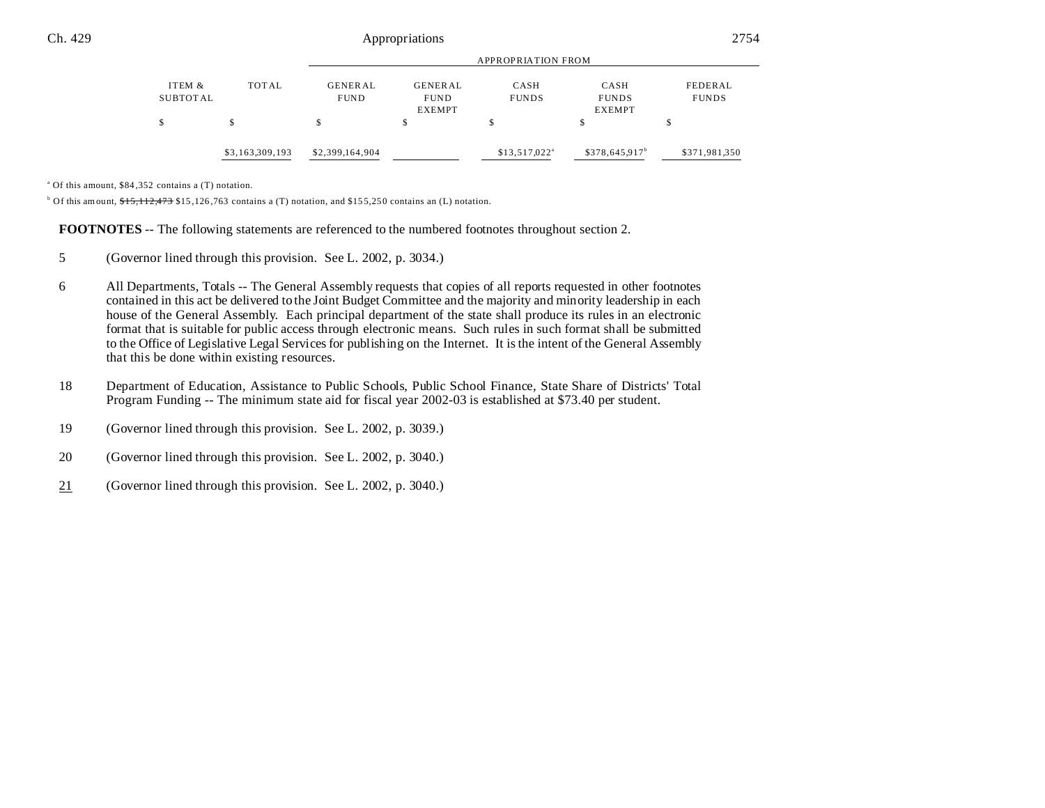| ITEM & SUBTOTAL | TOTAL | APPROPRIATION FROM GENERAL FUND | GENERAL FUND EXEMPT | CASH FUNDS | CASH FUNDS EXEMPT | FEDERAL FUNDS |
|---|---|---|---|---|---|---|
| $ | $ | $ | $ | $ | $ | $ |
| | $3,163,309,193 | $2,399,164,904 | | $13,517,022[a] | $378,645,917[b] | $371,981,350 |

[a] Of this amount, $84,352 contains a (T) notation.

[b] Of this amount, ~~$15,112,473~~ $15,126,763 contains a (T) notation, and $155,250 contains an (L) notation.

**FOOTNOTES** -- The following statements are referenced to the numbered footnotes throughout section 2.

5 (Governor lined through this provision. See L. 2002, p. 3034.)

6 All Departments, Totals -- The General Assembly requests that copies of all reports requested in other footnotes contained in this act be delivered to the Joint Budget Committee and the majority and minority leadership in each house of the General Assembly. Each principal department of the state shall produce its rules in an electronic format that is suitable for public access through electronic means. Such rules in such format shall be submitted to the Office of Legislative Legal Services for publishing on the Internet. It is the intent of the General Assembly that this be done within existing resources.

18 Department of Education, Assistance to Public Schools, Public School Finance, State Share of Districts' Total Program Funding -- The minimum state aid for fiscal year 2002-03 is established at $73.40 per student.

19 (Governor lined through this provision. See L. 2002, p. 3039.)

20 (Governor lined through this provision. See L. 2002, p. 3040.)

21 (Governor lined through this provision. See L. 2002, p. 3040.)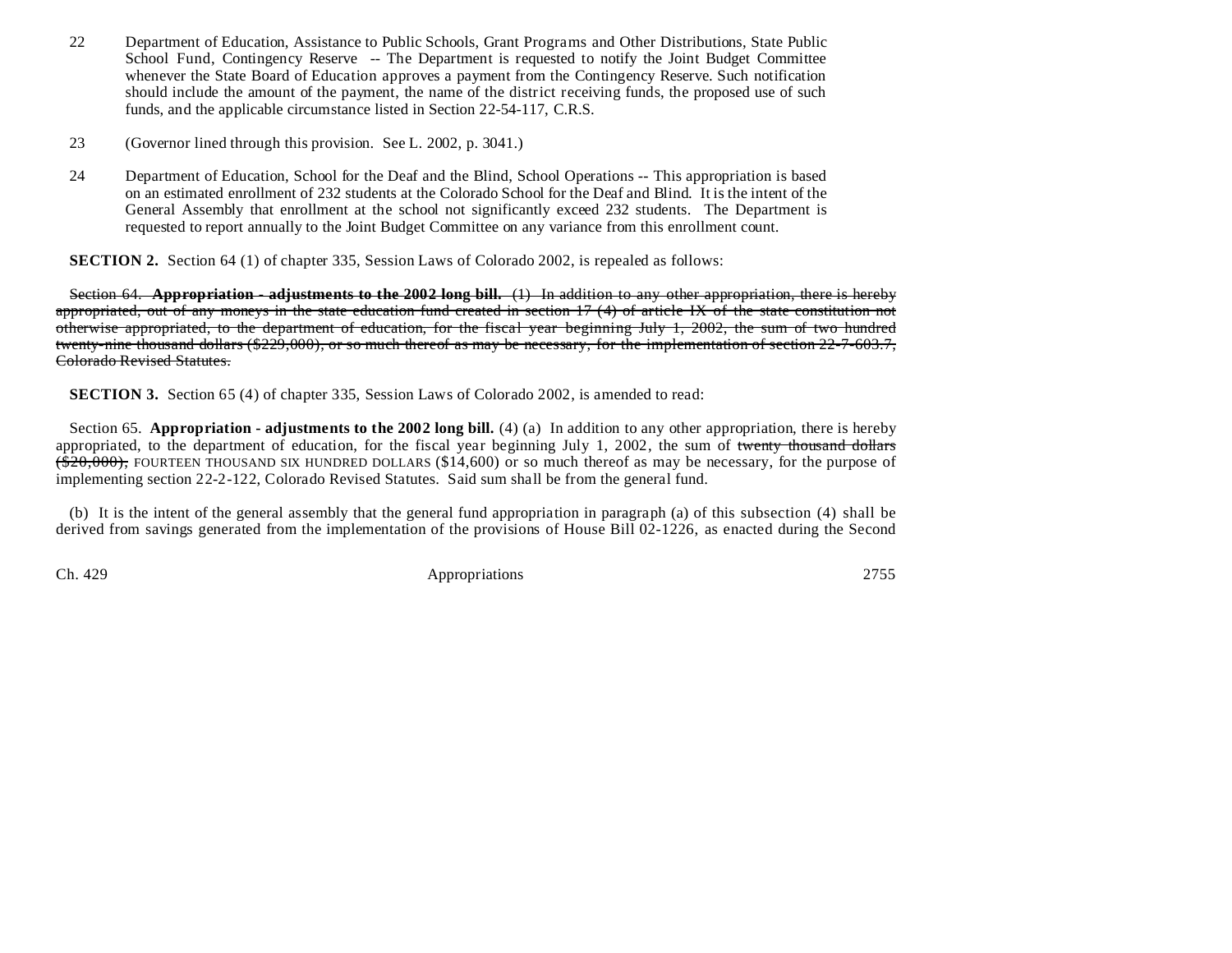22 Department of Education, Assistance to Public Schools, Grant Programs and Other Distributions, State Public School Fund, Contingency Reserve -- The Department is requested to notify the Joint Budget Committee whenever the State Board of Education approves a payment from the Contingency Reserve. Such notification should include the amount of the payment, the name of the district receiving funds, the proposed use of such funds, and the applicable circumstance listed in Section 22-54-117, C.R.S.

23 (Governor lined through this provision. See L. 2002, p. 3041.)

24 Department of Education, School for the Deaf and the Blind, School Operations -- This appropriation is based on an estimated enrollment of 232 students at the Colorado School for the Deaf and Blind. It is the intent of the General Assembly that enrollment at the school not significantly exceed 232 students. The Department is requested to report annually to the Joint Budget Committee on any variance from this enrollment count.

**SECTION 2.** Section 64 (1) of chapter 335, Session Laws of Colorado 2002, is repealed as follows:

~~Section 64. **Appropriation - adjustments to the 2002 long bill.** (1) In addition to any other appropriation, there is hereby appropriated, out of any moneys in the state education fund created in section 17 (4) of article IX of the state constitution not otherwise appropriated, to the department of education, for the fiscal year beginning July 1, 2002, the sum of two hundred twenty-nine thousand dollars ($229,000), or so much thereof as may be necessary, for the implementation of section 22-7-603.7, Colorado Revised Statutes.~~

**SECTION 3.** Section 65 (4) of chapter 335, Session Laws of Colorado 2002, is amended to read:

Section 65. **Appropriation - adjustments to the 2002 long bill.** (4) (a) In addition to any other appropriation, there is hereby appropriated, to the department of education, for the fiscal year beginning July 1, 2002, the sum of ~~twenty thousand dollars ($20,000),~~ FOURTEEN THOUSAND SIX HUNDRED DOLLARS ($14,600) or so much thereof as may be necessary, for the purpose of implementing section 22-2-122, Colorado Revised Statutes. Said sum shall be from the general fund.

(b) It is the intent of the general assembly that the general fund appropriation in paragraph (a) of this subsection (4) shall be derived from savings generated from the implementation of the provisions of House Bill 02-1226, as enacted during the Second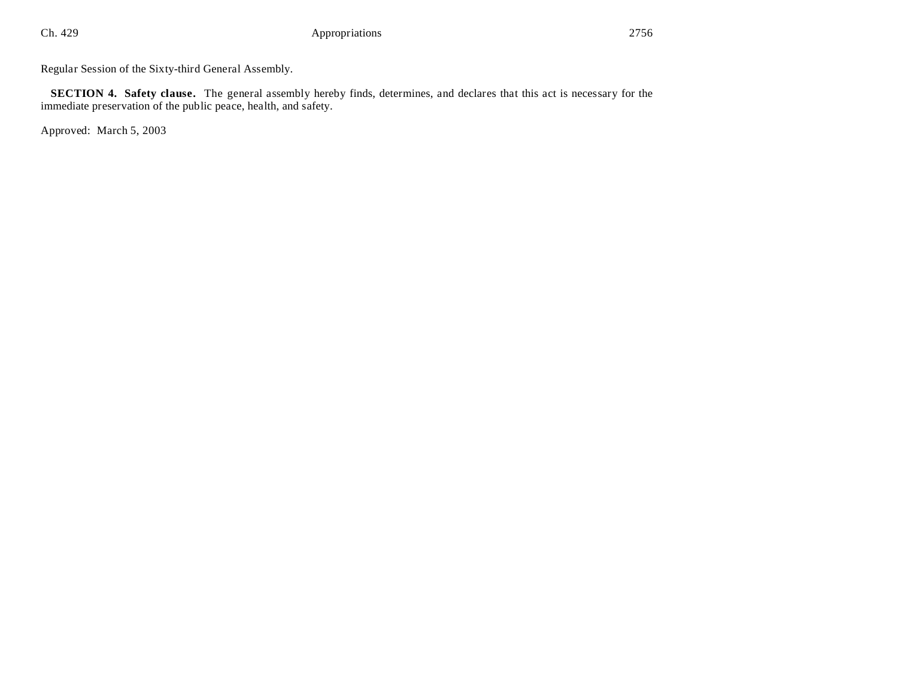Regular Session of the Sixty-third General Assembly.

**SECTION 4. Safety clause.** The general assembly hereby finds, determines, and declares that this act is necessary for the immediate preservation of the public peace, health, and safety.

Approved: March 5, 2003